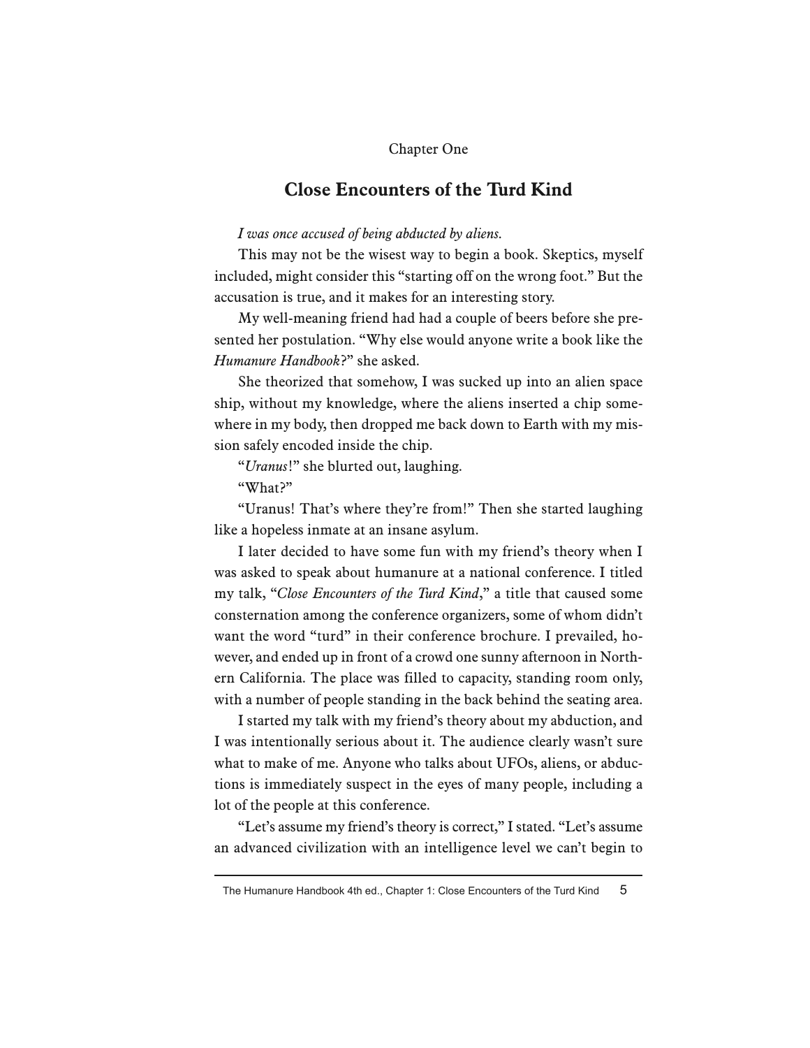Chapter One

# Close Encounters of the Turd Kind

*I was once accused of being abducted by aliens.*

This may not be the wisest way to begin a book. Skeptics, myself included, might consider this "starting off on the wrong foot." But the accusation is true, and it makes for an interesting story.

My well-meaning friend had had a couple of beers before she presented her postulation. "Why else would anyone write a book like the *Humanure Handbook*?" she asked.

She theorized that somehow, I was sucked up into an alien space ship, without my knowledge, where the aliens inserted a chip somewhere in my body, then dropped me back down to Earth with my mission safely encoded inside the chip.

"*Uranus*!" she blurted out, laughing.

"What?"

"Uranus! That's where they're from!" Then she started laughing like a hopeless inmate at an insane asylum.

I later decided to have some fun with my friend's theory when I was asked to speak about humanure at a national conference. I titled my talk, "*Close Encounters of the Turd Kind*," a title that caused some consternation among the conference organizers, some of whom didn't want the word "turd" in their conference brochure. I prevailed, however, and ended up in front of a crowd one sunny afternoon in Northern California. The place was filled to capacity, standing room only, with a number of people standing in the back behind the seating area.

I started my talk with my friend's theory about my abduction, and I was intentionally serious about it. The audience clearly wasn't sure what to make of me. Anyone who talks about UFOs, aliens, or abductions is immediately suspect in the eyes of many people, including a lot of the people at this conference.

"Let's assume my friend's theory is correct," I stated. "Let's assume an advanced civilization with an intelligence level we can't begin to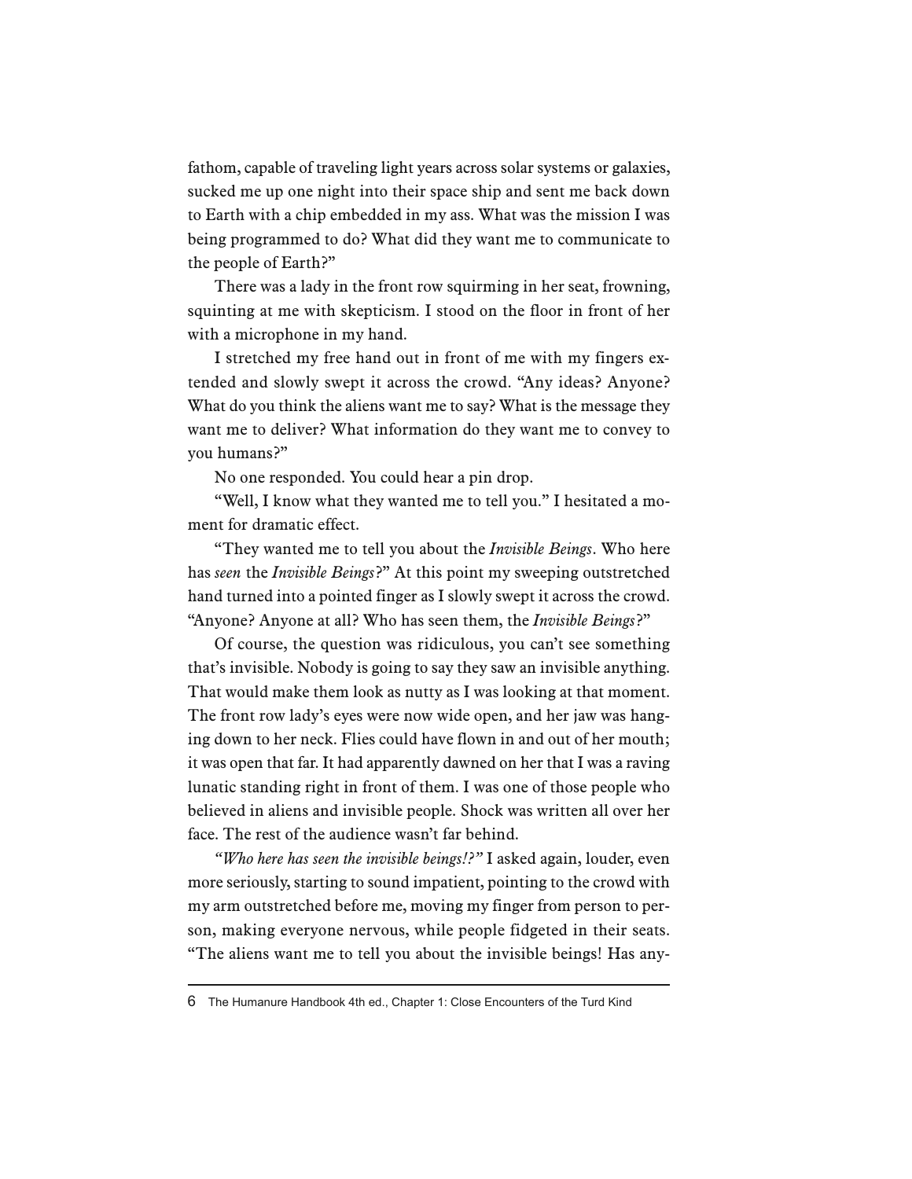fathom, capable of traveling light years across solar systems or galaxies, sucked me up one night into their space ship and sent me back down to Earth with a chip embedded in my ass. What was the mission I was being programmed to do? What did they want me to communicate to the people of Earth?"

There was a lady in the front row squirming in her seat, frowning, squinting at me with skepticism. I stood on the floor in front of her with a microphone in my hand.

I stretched my free hand out in front of me with my fingers extended and slowly swept it across the crowd. "Any ideas? Anyone? What do you think the aliens want me to say? What is the message they want me to deliver? What information do they want me to convey to you humans?"

No one responded. You could hear a pin drop.

"Well, I know what they wanted me to tell you." I hesitated a moment for dramatic effect.

"They wanted me to tell you about the *Invisible Beings*. Who here has *seen* the *Invisible Beings*?" At this point my sweeping outstretched hand turned into a pointed finger as I slowly swept it across the crowd. "Anyone? Anyone at all? Who has seen them, the *Invisible Beings*?"

Of course, the question was ridiculous, you can't see something that's invisible. Nobody is going to say they saw an invisible anything. That would make them look as nutty as I was looking at that moment. The front row lady's eyes were now wide open, and her jaw was hanging down to her neck. Flies could have flown in and out of her mouth; it was open that far. It had apparently dawned on her that I was a raving lunatic standing right in front of them. I was one of those people who believed in aliens and invisible people. Shock was written all over her face. The rest of the audience wasn't far behind.

*"Who here has seen the invisible beings!?"* I asked again, louder, even more seriously, starting to sound impatient, pointing to the crowd with my arm outstretched before me, moving my finger from person to person, making everyone nervous, while people fidgeted in their seats. "The aliens want me to tell you about the invisible beings! Has any-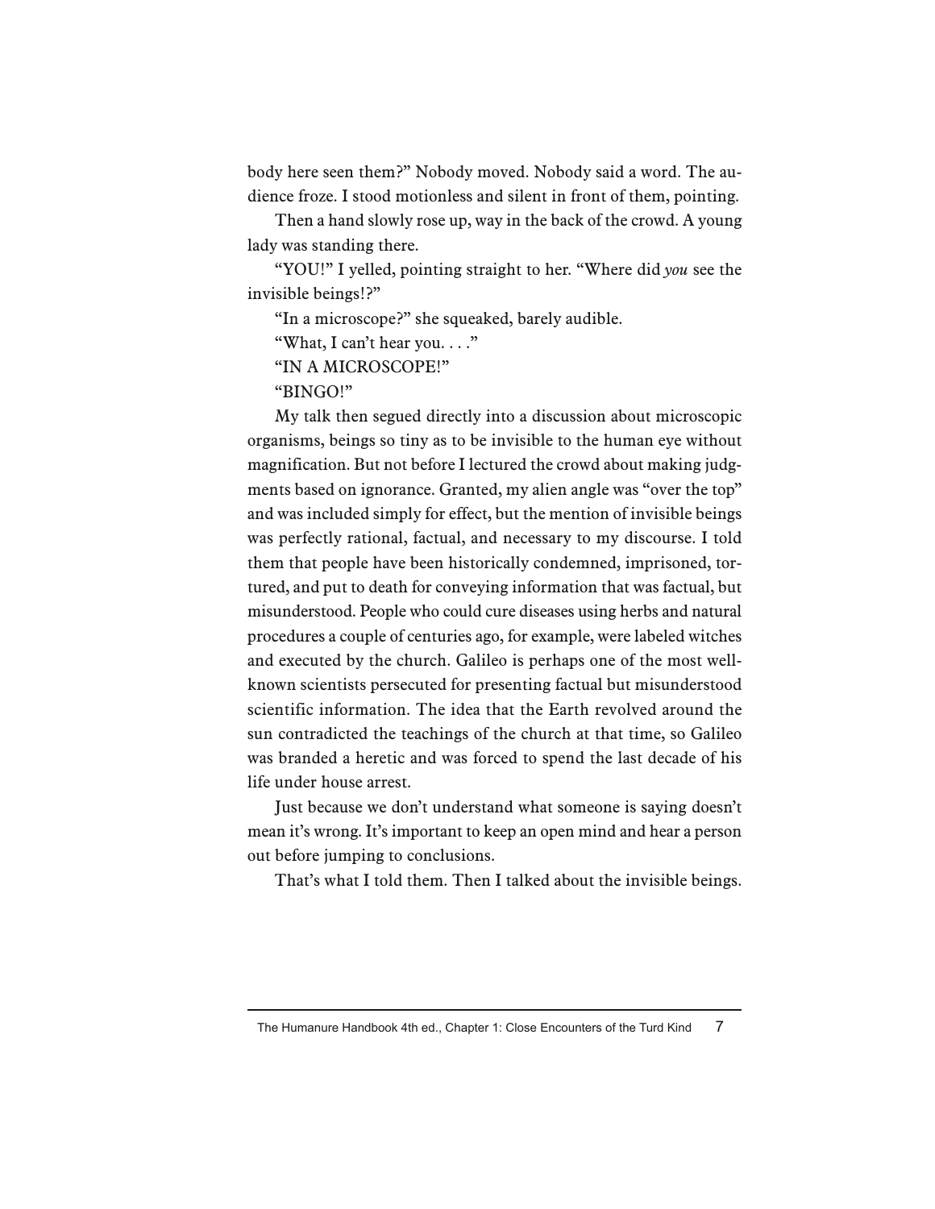body here seen them?" Nobody moved. Nobody said a word. The audience froze. I stood motionless and silent in front of them, pointing.

Then a hand slowly rose up, way in the back of the crowd. A young lady was standing there.

"YOU!" I yelled, pointing straight to her. "Where did *you* see the invisible beings!?"

"In a microscope?" she squeaked, barely audible.

"What, I can't hear you. . . ."

"IN A MICROSCOPE!"

"BINGO!"

My talk then segued directly into a discussion about microscopic organisms, beings so tiny as to be invisible to the human eye without magnification. But not before I lectured the crowd about making judgments based on ignorance. Granted, my alien angle was "over the top" and was included simply for effect, but the mention of invisible beings was perfectly rational, factual, and necessary to my discourse. I told them that people have been historically condemned, imprisoned, tortured, and put to death for conveying information that was factual, but misunderstood. People who could cure diseases using herbs and natural procedures a couple of centuries ago, for example, were labeled witches and executed by the church. Galileo is perhaps one of the most well-known scientists persecuted for presenting factual but misunderstood scientific information. The idea that the Earth revolved around the sun contradicted the teachings of the church at that time, so Galileo was branded a heretic and was forced to spend the last decade of his life under house arrest.

Just because we don't understand what someone is saying doesn't mean it's wrong. It's important to keep an open mind and hear a person out before jumping to conclusions.

That's what I told them. Then I talked about the invisible beings.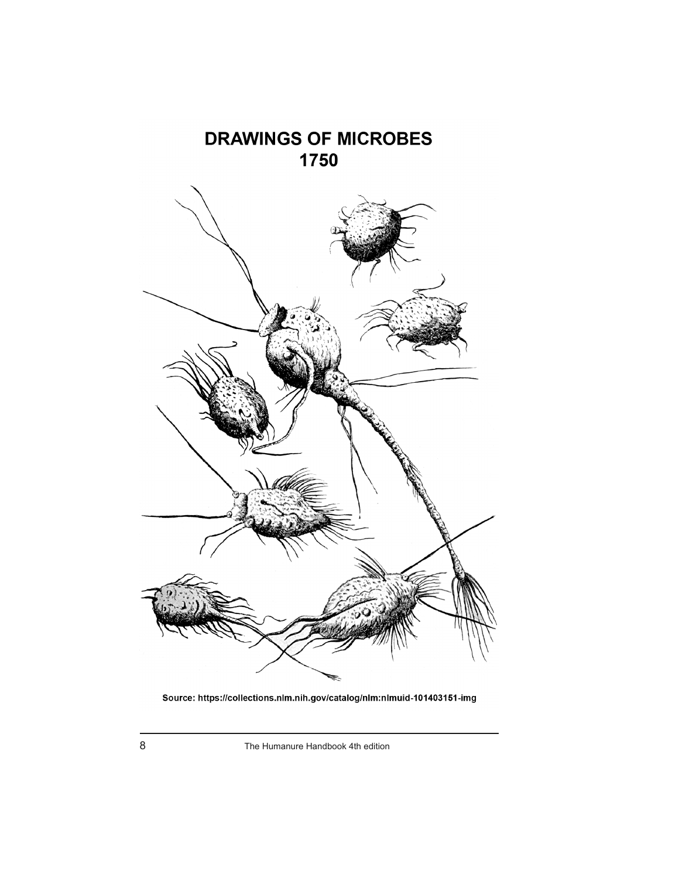# DRAWINGS OF MICROBES
# 1750

Source: https://collections.nlm.nih.gov/catalog/nlm:nlmuid-101403151-img